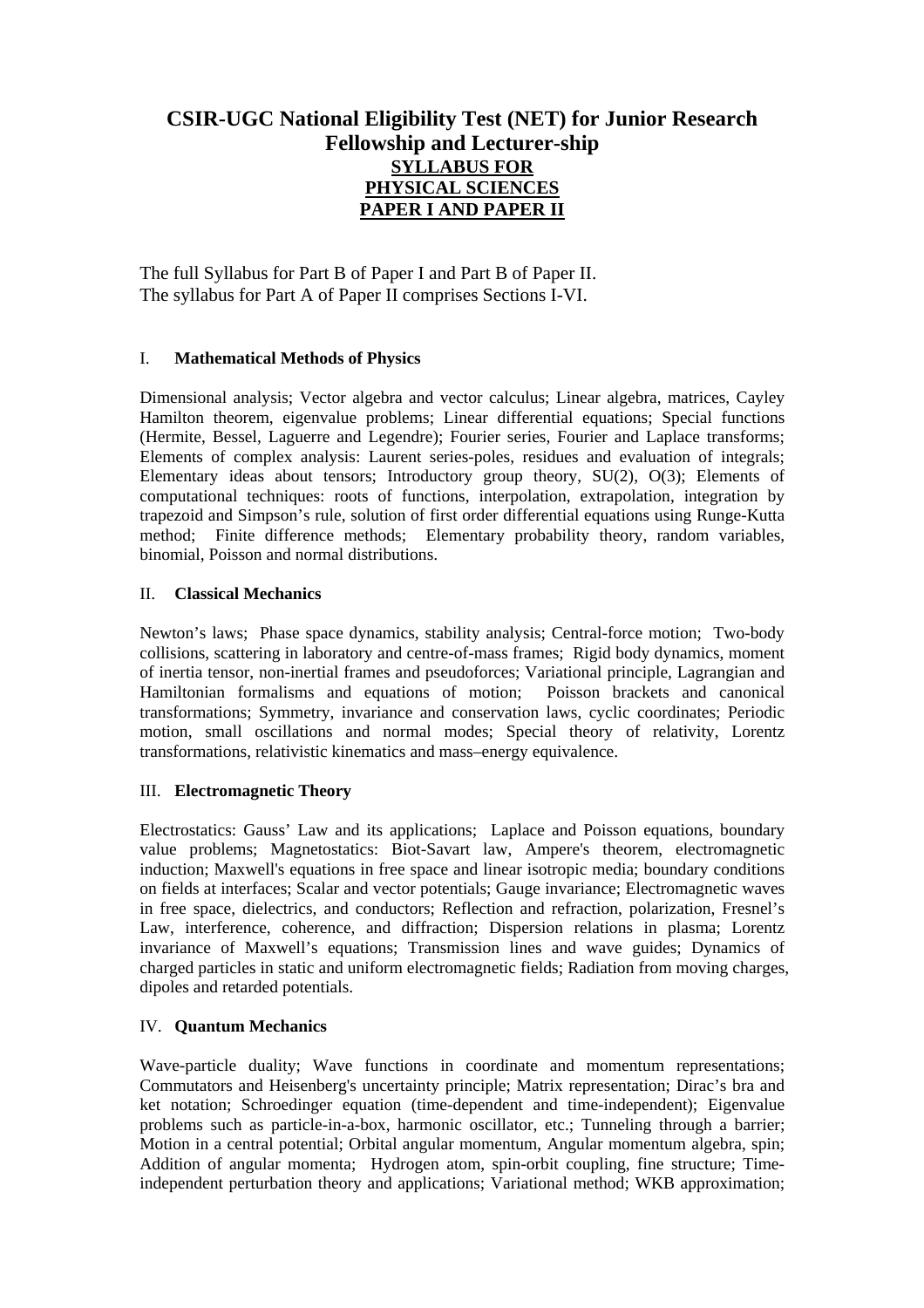# CSIR-UGC National Eligibility Test (NET) for Junior Research Fellowship and Lecturer-ship

## SYLLABUS FOR PHYSICAL SCIENCES PAPER I AND PAPER II

The full Syllabus for Part B of Paper I and Part B of Paper II.
The syllabus for Part A of Paper II comprises Sections I-VI.

### I. Mathematical Methods of Physics

Dimensional analysis; Vector algebra and vector calculus; Linear algebra, matrices, Cayley Hamilton theorem, eigenvalue problems; Linear differential equations; Special functions (Hermite, Bessel, Laguerre and Legendre); Fourier series, Fourier and Laplace transforms; Elements of complex analysis: Laurent series-poles, residues and evaluation of integrals; Elementary ideas about tensors; Introductory group theory, SU(2), O(3); Elements of computational techniques: roots of functions, interpolation, extrapolation, integration by trapezoid and Simpson's rule, solution of first order differential equations using Runge-Kutta method; Finite difference methods; Elementary probability theory, random variables, binomial, Poisson and normal distributions.

### II. Classical Mechanics

Newton's laws; Phase space dynamics, stability analysis; Central-force motion; Two-body collisions, scattering in laboratory and centre-of-mass frames; Rigid body dynamics, moment of inertia tensor, non-inertial frames and pseudoforces; Variational principle, Lagrangian and Hamiltonian formalisms and equations of motion; Poisson brackets and canonical transformations; Symmetry, invariance and conservation laws, cyclic coordinates; Periodic motion, small oscillations and normal modes; Special theory of relativity, Lorentz transformations, relativistic kinematics and mass–energy equivalence.

### III. Electromagnetic Theory

Electrostatics: Gauss' Law and its applications; Laplace and Poisson equations, boundary value problems; Magnetostatics: Biot-Savart law, Ampere's theorem, electromagnetic induction; Maxwell's equations in free space and linear isotropic media; boundary conditions on fields at interfaces; Scalar and vector potentials; Gauge invariance; Electromagnetic waves in free space, dielectrics, and conductors; Reflection and refraction, polarization, Fresnel's Law, interference, coherence, and diffraction; Dispersion relations in plasma; Lorentz invariance of Maxwell's equations; Transmission lines and wave guides; Dynamics of charged particles in static and uniform electromagnetic fields; Radiation from moving charges, dipoles and retarded potentials.

### IV. Quantum Mechanics

Wave-particle duality; Wave functions in coordinate and momentum representations; Commutators and Heisenberg's uncertainty principle; Matrix representation; Dirac's bra and ket notation; Schroedinger equation (time-dependent and time-independent); Eigenvalue problems such as particle-in-a-box, harmonic oscillator, etc.; Tunneling through a barrier; Motion in a central potential; Orbital angular momentum, Angular momentum algebra, spin; Addition of angular momenta; Hydrogen atom, spin-orbit coupling, fine structure; Time-independent perturbation theory and applications; Variational method; WKB approximation;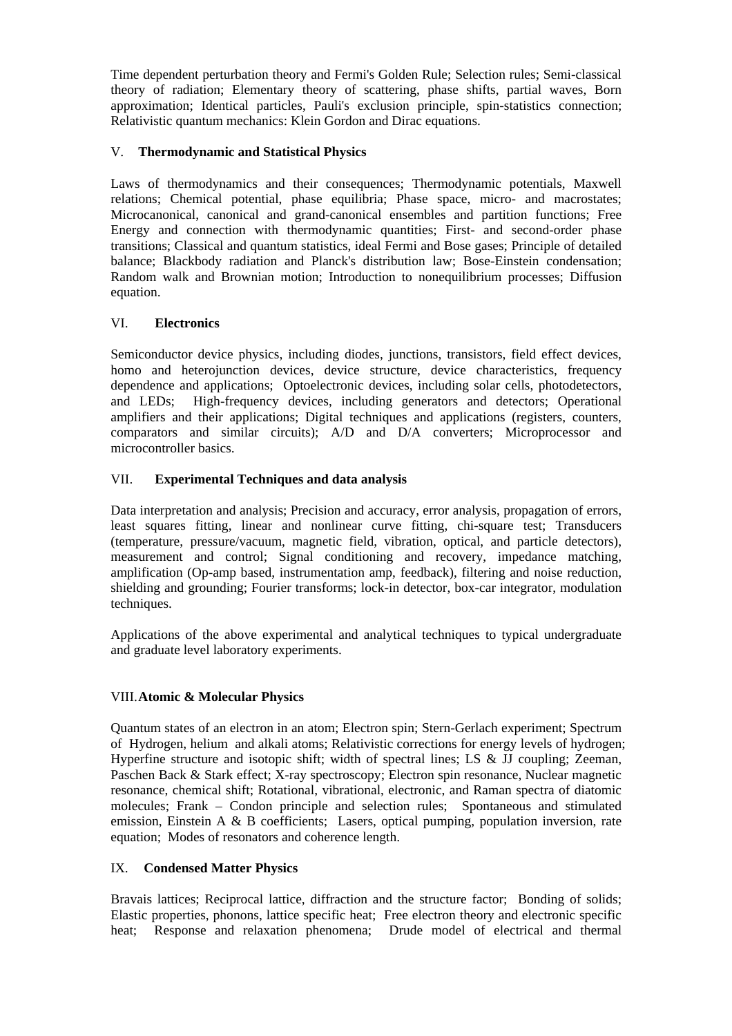Time dependent perturbation theory and Fermi's Golden Rule; Selection rules; Semi-classical theory of radiation; Elementary theory of scattering, phase shifts, partial waves, Born approximation; Identical particles, Pauli's exclusion principle, spin-statistics connection; Relativistic quantum mechanics: Klein Gordon and Dirac equations.

## V. **Thermodynamic and Statistical Physics**

Laws of thermodynamics and their consequences; Thermodynamic potentials, Maxwell relations; Chemical potential, phase equilibria; Phase space, micro- and macrostates; Microcanonical, canonical and grand-canonical ensembles and partition functions; Free Energy and connection with thermodynamic quantities; First- and second-order phase transitions; Classical and quantum statistics, ideal Fermi and Bose gases; Principle of detailed balance; Blackbody radiation and Planck's distribution law; Bose-Einstein condensation; Random walk and Brownian motion; Introduction to nonequilibrium processes; Diffusion equation.

## VI. **Electronics**

Semiconductor device physics, including diodes, junctions, transistors, field effect devices, homo and heterojunction devices, device structure, device characteristics, frequency dependence and applications; Optoelectronic devices, including solar cells, photodetectors, and LEDs; High-frequency devices, including generators and detectors; Operational amplifiers and their applications; Digital techniques and applications (registers, counters, comparators and similar circuits); A/D and D/A converters; Microprocessor and microcontroller basics.

## VII. **Experimental Techniques and data analysis**

Data interpretation and analysis; Precision and accuracy, error analysis, propagation of errors, least squares fitting, linear and nonlinear curve fitting, chi-square test; Transducers (temperature, pressure/vacuum, magnetic field, vibration, optical, and particle detectors), measurement and control; Signal conditioning and recovery, impedance matching, amplification (Op-amp based, instrumentation amp, feedback), filtering and noise reduction, shielding and grounding; Fourier transforms; lock-in detector, box-car integrator, modulation techniques.

Applications of the above experimental and analytical techniques to typical undergraduate and graduate level laboratory experiments.

## VIII. **Atomic & Molecular Physics**

Quantum states of an electron in an atom; Electron spin; Stern-Gerlach experiment; Spectrum of Hydrogen, helium and alkali atoms; Relativistic corrections for energy levels of hydrogen; Hyperfine structure and isotopic shift; width of spectral lines; LS & JJ coupling; Zeeman, Paschen Back & Stark effect; X-ray spectroscopy; Electron spin resonance, Nuclear magnetic resonance, chemical shift; Rotational, vibrational, electronic, and Raman spectra of diatomic molecules; Frank – Condon principle and selection rules; Spontaneous and stimulated emission, Einstein A & B coefficients; Lasers, optical pumping, population inversion, rate equation; Modes of resonators and coherence length.

## IX. **Condensed Matter Physics**

Bravais lattices; Reciprocal lattice, diffraction and the structure factor; Bonding of solids; Elastic properties, phonons, lattice specific heat; Free electron theory and electronic specific heat; Response and relaxation phenomena; Drude model of electrical and thermal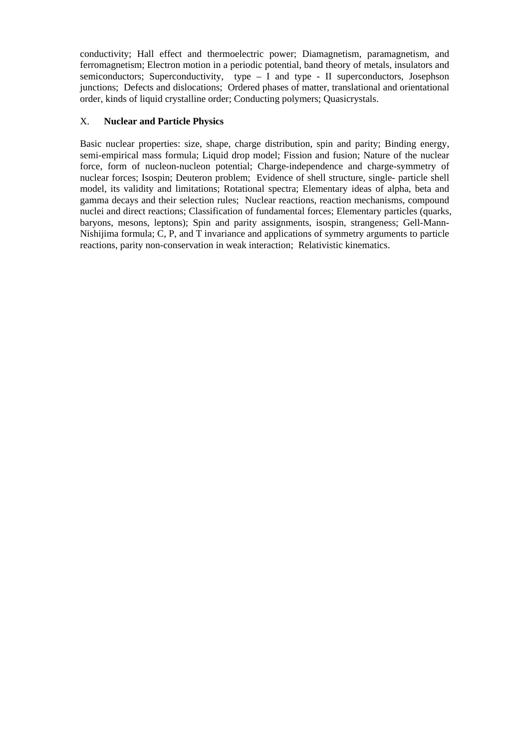conductivity; Hall effect and thermoelectric power; Diamagnetism, paramagnetism, and ferromagnetism; Electron motion in a periodic potential, band theory of metals, insulators and semiconductors; Superconductivity, type – I and type - II superconductors, Josephson junctions; Defects and dislocations; Ordered phases of matter, translational and orientational order, kinds of liquid crystalline order; Conducting polymers; Quasicrystals.

## X. Nuclear and Particle Physics

Basic nuclear properties: size, shape, charge distribution, spin and parity; Binding energy, semi-empirical mass formula; Liquid drop model; Fission and fusion; Nature of the nuclear force, form of nucleon-nucleon potential; Charge-independence and charge-symmetry of nuclear forces; Isospin; Deuteron problem; Evidence of shell structure, single- particle shell model, its validity and limitations; Rotational spectra; Elementary ideas of alpha, beta and gamma decays and their selection rules; Nuclear reactions, reaction mechanisms, compound nuclei and direct reactions; Classification of fundamental forces; Elementary particles (quarks, baryons, mesons, leptons); Spin and parity assignments, isospin, strangeness; Gell-Mann-Nishijima formula; C, P, and T invariance and applications of symmetry arguments to particle reactions, parity non-conservation in weak interaction; Relativistic kinematics.